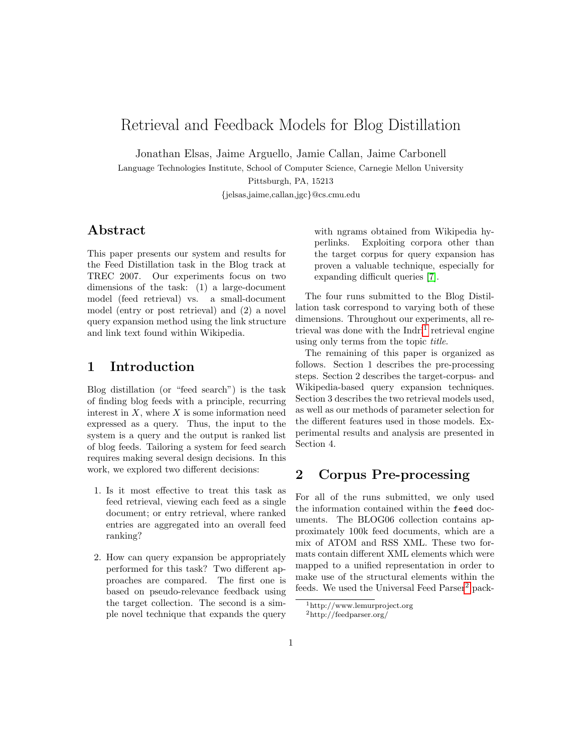# Retrieval and Feedback Models for Blog Distillation

Jonathan Elsas, Jaime Arguello, Jamie Callan, Jaime Carbonell

Language Technologies Institute, School of Computer Science, Carnegie Mellon University

Pittsburgh, PA, 15213

{jelsas,jaime,callan,jgc}@cs.cmu.edu

## Abstract

This paper presents our system and results for the Feed Distillation task in the Blog track at TREC 2007. Our experiments focus on two dimensions of the task: (1) a large-document model (feed retrieval) vs. a small-document model (entry or post retrieval) and (2) a novel query expansion method using the link structure and link text found within Wikipedia.

## 1 Introduction

Blog distillation (or "feed search") is the task of finding blog feeds with a principle, recurring interest in $X$, where $X$ is some information need expressed as a query. Thus, the input to the system is a query and the output is ranked list of blog feeds. Tailoring a system for feed search requires making several design decisions. In this work, we explored two different decisions:

1. Is it most effective to treat this task as feed retrieval, viewing each feed as a single document; or entry retrieval, where ranked entries are aggregated into an overall feed ranking?
2. How can query expansion be appropriately performed for this task? Two different approaches are compared. The first one is based on pseudo-relevance feedback using the target collection. The second is a simple novel technique that expands the query with ngrams obtained from Wikipedia hyperlinks. Exploiting corpora other than the target corpus for query expansion has proven a valuable technique, especially for expanding difficult queries [7].

The four runs submitted to the Blog Distillation task correspond to varying both of these dimensions. Throughout our experiments, all retrieval was done with the Indri[1] retrieval engine using only terms from the topic *title*.

The remaining of this paper is organized as follows. Section 1 describes the pre-processing steps. Section 2 describes the target-corpus- and Wikipedia-based query expansion techniques. Section 3 describes the two retrieval models used, as well as our methods of parameter selection for the different features used in those models. Experimental results and analysis are presented in Section 4.

## 2 Corpus Pre-processing

For all of the runs submitted, we only used the information contained within the `feed` documents. The BLOG06 collection contains approximately 100k feed documents, which are a mix of ATOM and RSS XML. These two formats contain different XML elements which were mapped to a unified representation in order to make use of the structural elements within the feeds. We used the Universal Feed Parser[2] pack-

[1] http://www.lemurproject.org

[2] http://feedparser.org/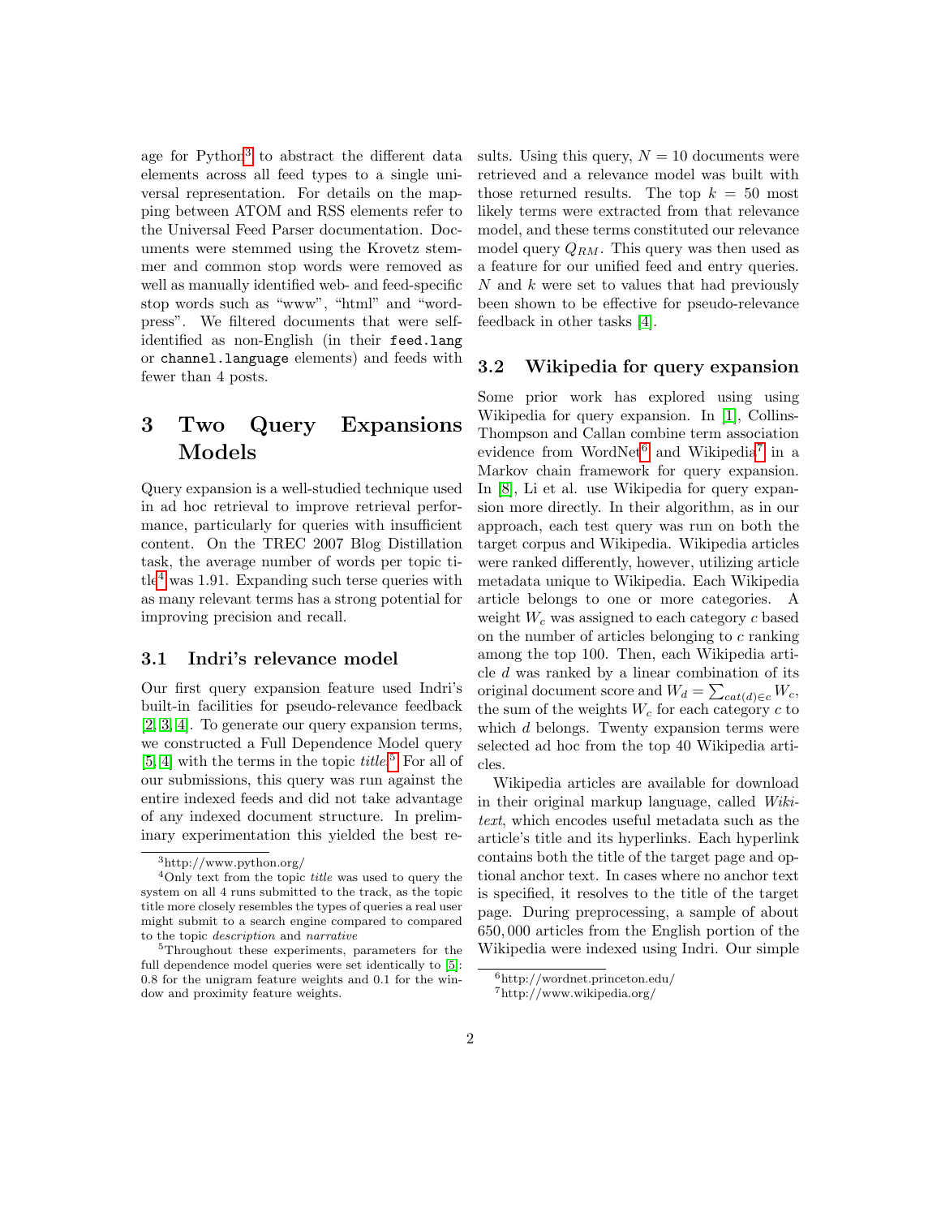age for Python[3] to abstract the different data elements across all feed types to a single universal representation. For details on the mapping between ATOM and RSS elements refer to the Universal Feed Parser documentation. Documents were stemmed using the Krovetz stemmer and common stop words were removed as well as manually identified web- and feed-specific stop words such as "www", "html" and "wordpress". We filtered documents that were self-identified as non-English (in their `feed.lang` or `channel.language` elements) and feeds with fewer than 4 posts.

# 3 Two Query Expansions Models

Query expansion is a well-studied technique used in ad hoc retrieval to improve retrieval performance, particularly for queries with insufficient content. On the TREC 2007 Blog Distillation task, the average number of words per topic title[4] was 1.91. Expanding such terse queries with as many relevant terms has a strong potential for improving precision and recall.

## 3.1 Indri's relevance model

Our first query expansion feature used Indri's built-in facilities for pseudo-relevance feedback [2, 3, 4]. To generate our query expansion terms, we constructed a Full Dependence Model query [5, 4] with the terms in the topic *title*.[5] For all of our submissions, this query was run against the entire indexed feeds and did not take advantage of any indexed document structure. In preliminary experimentation this yielded the best results. Using this query, $N = 10$ documents were retrieved and a relevance model was built with those returned results. The top $k = 50$ most likely terms were extracted from that relevance model, and these terms constituted our relevance model query $Q_{RM}$. This query was then used as a feature for our unified feed and entry queries. $N$ and $k$ were set to values that had previously been shown to be effective for pseudo-relevance feedback in other tasks [4].

## 3.2 Wikipedia for query expansion

Some prior work has explored using using Wikipedia for query expansion. In [1], Collins-Thompson and Callan combine term association evidence from WordNet[6] and Wikipedia[7] in a Markov chain framework for query expansion. In [8], Li et al. use Wikipedia for query expansion more directly. In their algorithm, as in our approach, each test query was run on both the target corpus and Wikipedia. Wikipedia articles were ranked differently, however, utilizing article metadata unique to Wikipedia. Each Wikipedia article belongs to one or more categories. A weight $W_c$ was assigned to each category $c$ based on the number of articles belonging to $c$ ranking among the top 100. Then, each Wikipedia article $d$ was ranked by a linear combination of its original document score and $W_d = \sum_{cat(d) \in c} W_c$, the sum of the weights $W_c$ for each category $c$ to which $d$ belongs. Twenty expansion terms were selected ad hoc from the top 40 Wikipedia articles.

Wikipedia articles are available for download in their original markup language, called *Wikitext*, which encodes useful metadata such as the article's title and its hyperlinks. Each hyperlink contains both the title of the target page and optional anchor text. In cases where no anchor text is specified, it resolves to the title of the target page. During preprocessing, a sample of about 650,000 articles from the English portion of the Wikipedia were indexed using Indri. Our simple

---

[3] http://www.python.org/

[4] Only text from the topic *title* was used to query the system on all 4 runs submitted to the track, as the topic title more closely resembles the types of queries a real user might submit to a search engine compared to compared to the topic *description* and *narrative*

[5] Throughout these experiments, parameters for the full dependence model queries were set identically to [5]: 0.8 for the unigram feature weights and 0.1 for the window and proximity feature weights.

[6] http://wordnet.princeton.edu/

[7] http://www.wikipedia.org/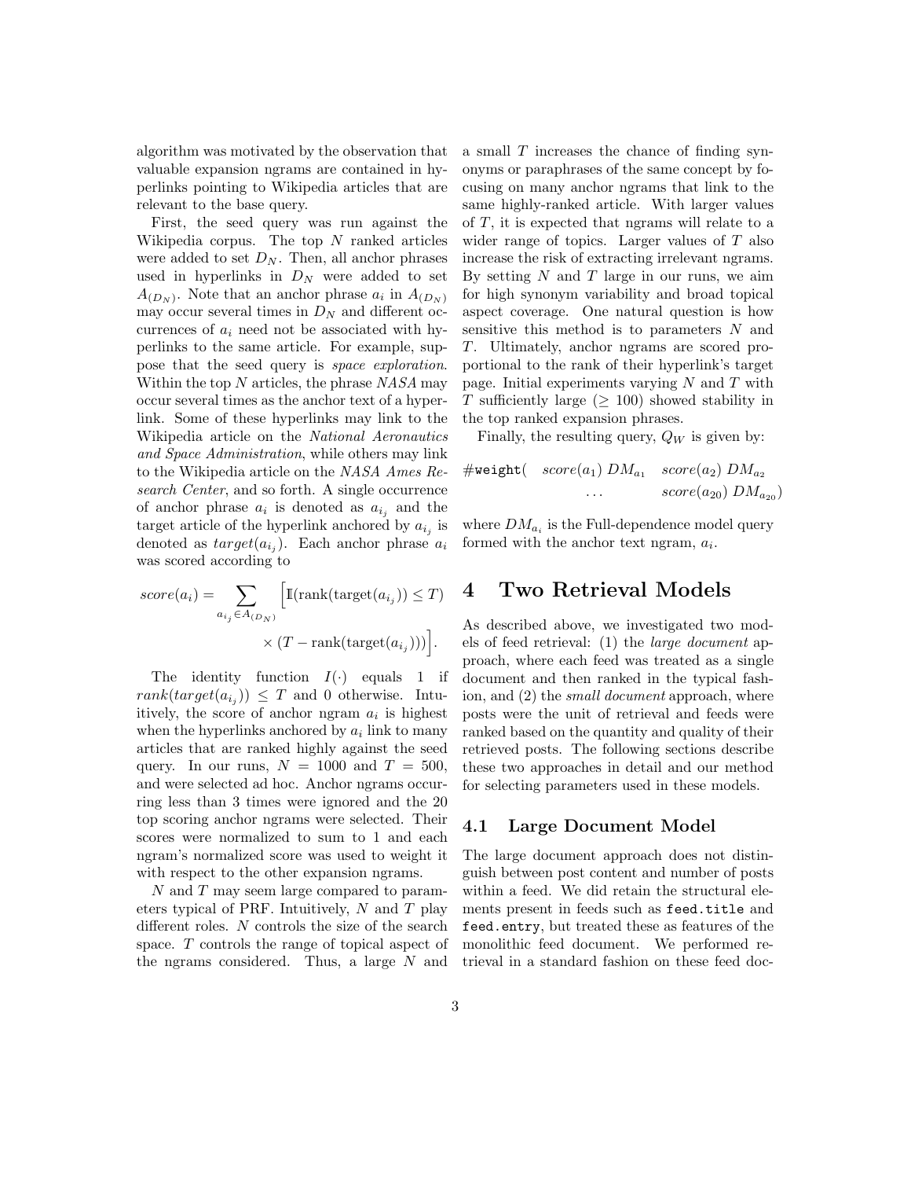algorithm was motivated by the observation that valuable expansion ngrams are contained in hyperlinks pointing to Wikipedia articles that are relevant to the base query.

First, the seed query was run against the Wikipedia corpus. The top $N$ ranked articles were added to set $D_N$. Then, all anchor phrases used in hyperlinks in $D_N$ were added to set $A_{(D_N)}$. Note that an anchor phrase $a_i$ in $A_{(D_N)}$ may occur several times in $D_N$ and different occurrences of $a_i$ need not be associated with hyperlinks to the same article. For example, suppose that the seed query is *space exploration*. Within the top $N$ articles, the phrase *NASA* may occur several times as the anchor text of a hyperlink. Some of these hyperlinks may link to the Wikipedia article on the *National Aeronautics and Space Administration*, while others may link to the Wikipedia article on the *NASA Ames Research Center*, and so forth. A single occurrence of anchor phrase $a_i$ is denoted as $a_{i_j}$ and the target article of the hyperlink anchored by $a_{i_j}$ is denoted as $target(a_{i_j})$. Each anchor phrase $a_i$ was scored according to

$$score(a_i) = \sum_{a_{i_j} \in A_{(D_N)}} \Big[ \mathbb{I}(\text{rank}(\text{target}(a_{i_j})) \leq T) \times (T - \text{rank}(\text{target}(a_{i_j}))) \Big].$$

The identity function $I(\cdot)$ equals 1 if $rank(target(a_{i_j})) \leq T$ and 0 otherwise. Intuitively, the score of anchor ngram $a_i$ is highest when the hyperlinks anchored by $a_i$ link to many articles that are ranked highly against the seed query. In our runs, $N = 1000$ and $T = 500$, and were selected ad hoc. Anchor ngrams occurring less than 3 times were ignored and the 20 top scoring anchor ngrams were selected. Their scores were normalized to sum to 1 and each ngram's normalized score was used to weight it with respect to the other expansion ngrams.

$N$ and $T$ may seem large compared to parameters typical of PRF. Intuitively, $N$ and $T$ play different roles. $N$ controls the size of the search space. $T$ controls the range of topical aspect of the ngrams considered. Thus, a large $N$ and a small $T$ increases the chance of finding synonyms or paraphrases of the same concept by focusing on many anchor ngrams that link to the same highly-ranked article. With larger values of $T$, it is expected that ngrams will relate to a wider range of topics. Larger values of $T$ also increase the risk of extracting irrelevant ngrams. By setting $N$ and $T$ large in our runs, we aim for high synonym variability and broad topical aspect coverage. One natural question is how sensitive this method is to parameters $N$ and $T$. Ultimately, anchor ngrams are scored proportional to the rank of their hyperlink's target page. Initial experiments varying $N$ and $T$ with $T$ sufficiently large ($\geq 100$) showed stability in the top ranked expansion phrases.

Finally, the resulting query, $Q_W$ is given by:

$$\#\texttt{weight}( \quad score(a_1)\ DM_{a_1} \quad score(a_2)\ DM_{a_2} \quad \ldots \quad score(a_{20})\ DM_{a_{20}})$$

where $DM_{a_i}$ is the Full-dependence model query formed with the anchor text ngram, $a_i$.

# 4 Two Retrieval Models

As described above, we investigated two models of feed retrieval: (1) the *large document* approach, where each feed was treated as a single document and then ranked in the typical fashion, and (2) the *small document* approach, where posts were the unit of retrieval and feeds were ranked based on the quantity and quality of their retrieved posts. The following sections describe these two approaches in detail and our method for selecting parameters used in these models.

## 4.1 Large Document Model

The large document approach does not distinguish between post content and number of posts within a feed. We did retain the structural elements present in feeds such as `feed.title` and `feed.entry`, but treated these as features of the monolithic feed document. We performed retrieval in a standard fashion on these feed doc-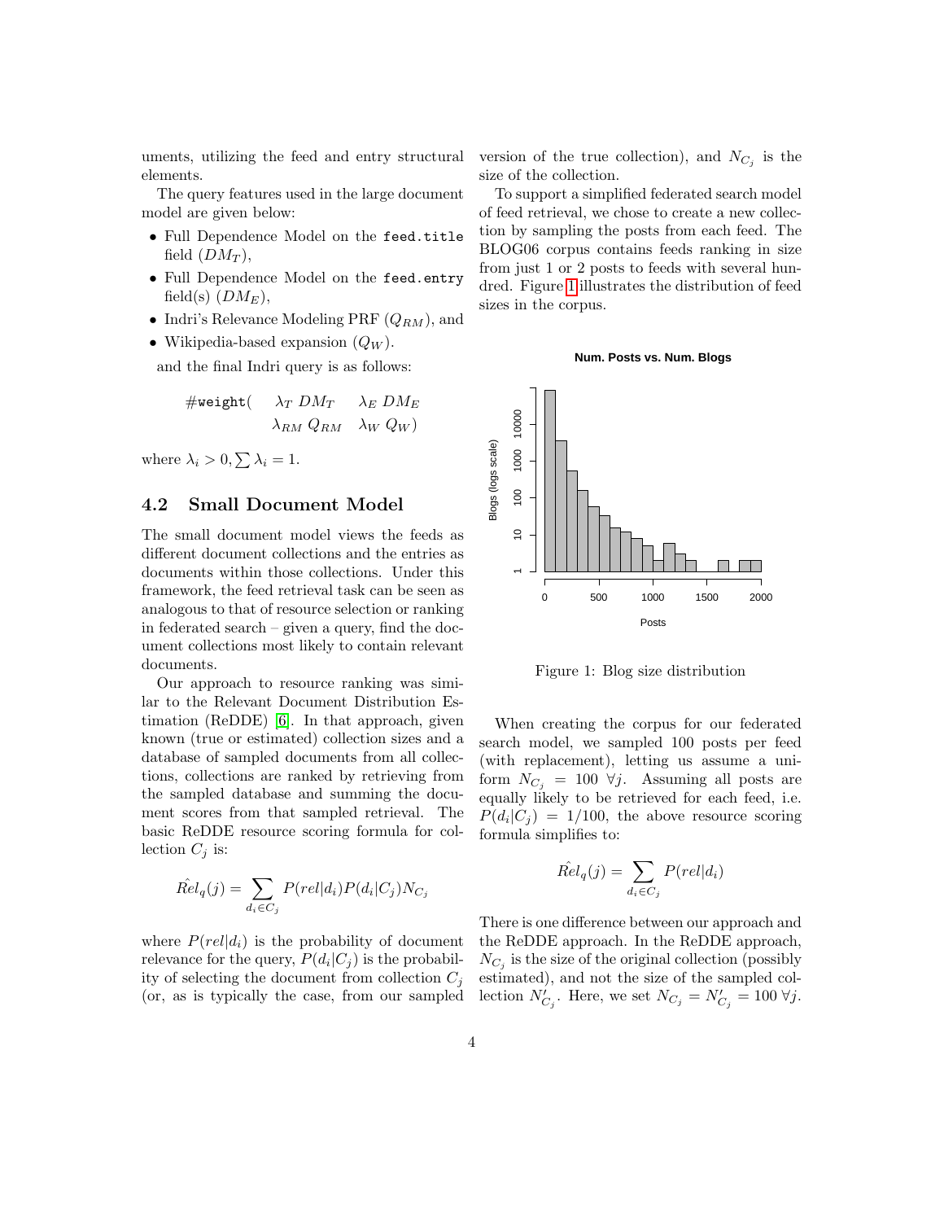uments, utilizing the feed and entry structural elements.

The query features used in the large document model are given below:

- Full Dependence Model on the `feed.title` field ($DM_T$),
- Full Dependence Model on the `feed.entry` field(s) ($DM_E$),
- Indri's Relevance Modeling PRF ($Q_{RM}$), and
- Wikipedia-based expansion ($Q_W$).

and the final Indri query is as follows:

$$\#\texttt{weight}( \quad \lambda_T \; DM_T \quad \lambda_E \; DM_E \quad \lambda_{RM} \; Q_{RM} \quad \lambda_W \; Q_W)$$

where $\lambda_i > 0, \sum \lambda_i = 1$.

## 4.2 Small Document Model

The small document model views the feeds as different document collections and the entries as documents within those collections. Under this framework, the feed retrieval task can be seen as analogous to that of resource selection or ranking in federated search – given a query, find the document collections most likely to contain relevant documents.

Our approach to resource ranking was similar to the Relevant Document Distribution Estimation (ReDDE) [6]. In that approach, given known (true or estimated) collection sizes and a database of sampled documents from all collections, collections are ranked by retrieving from the sampled database and summing the document scores from that sampled retrieval. The basic ReDDE resource scoring formula for collection $C_j$ is:

$$\hat{Rel}_q(j) = \sum_{d_i \in C_j} P(rel|d_i) P(d_i|C_j) N_{C_j}$$

where $P(rel|d_i)$ is the probability of document relevance for the query, $P(d_i|C_j)$ is the probability of selecting the document from collection $C_j$ (or, as is typically the case, from our sampled version of the true collection), and $N_{C_j}$ is the size of the collection.

To support a simplified federated search model of feed retrieval, we chose to create a new collection by sampling the posts from each feed. The BLOG06 corpus contains feeds ranking in size from just 1 or 2 posts to feeds with several hundred. Figure 1 illustrates the distribution of feed sizes in the corpus.

**Num. Posts vs. Num. Blogs**

Figure 1: Blog size distribution

When creating the corpus for our federated search model, we sampled 100 posts per feed (with replacement), letting us assume a uniform $N_{C_j} = 100 \; \forall j$. Assuming all posts are equally likely to be retrieved for each feed, i.e. $P(d_i|C_j) = 1/100$, the above resource scoring formula simplifies to:

$$\hat{Rel}_q(j) = \sum_{d_i \in C_j} P(rel|d_i)$$

There is one difference between our approach and the ReDDE approach. In the ReDDE approach, $N_{C_j}$ is the size of the original collection (possibly estimated), and not the size of the sampled collection $N'_{C_j}$. Here, we set $N_{C_j} = N'_{C_j} = 100 \; \forall j$.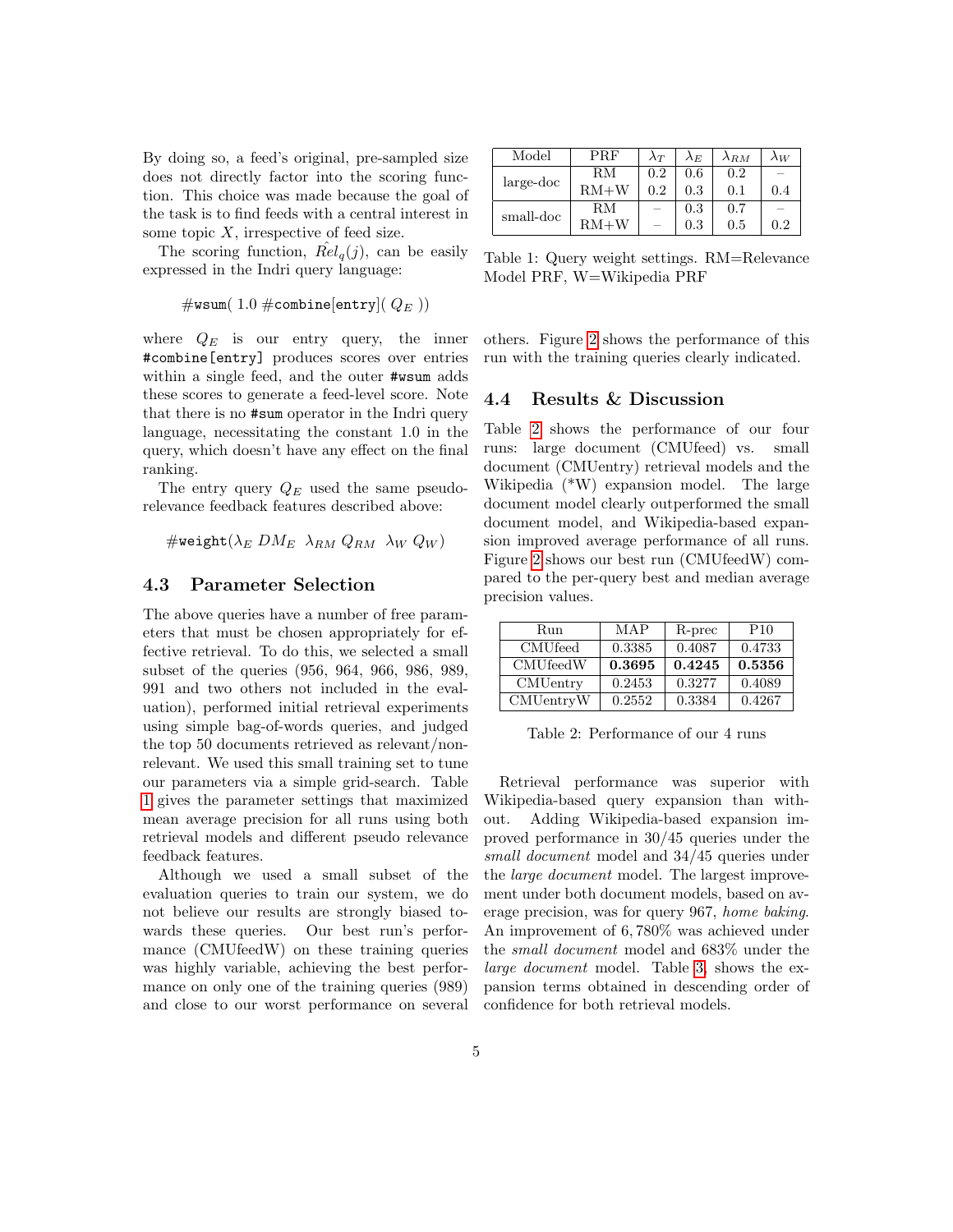By doing so, a feed's original, pre-sampled size does not directly factor into the scoring function. This choice was made because the goal of the task is to find feeds with a central interest in some topic $X$, irrespective of feed size.

The scoring function, $\hat{Rel}_q(j)$, can be easily expressed in the Indri query language:

```
#wsum( 1.0 #combine[entry]( Q_E ))
```

where $Q_E$ is our entry query, the inner `#combine[entry]` produces scores over entries within a single feed, and the outer `#wsum` adds these scores to generate a feed-level score. Note that there is no `#sum` operator in the Indri query language, necessitating the constant 1.0 in the query, which doesn't have any effect on the final ranking.

The entry query $Q_E$ used the same pseudo-relevance feedback features described above:

$$\#\texttt{weight}(\lambda_E\ DM_E\ \ \lambda_{RM}\ Q_{RM}\ \ \lambda_W\ Q_W)$$

### 4.3 Parameter Selection

The above queries have a number of free parameters that must be chosen appropriately for effective retrieval. To do this, we selected a small subset of the queries (956, 964, 966, 986, 989, 991 and two others not included in the evaluation), performed initial retrieval experiments using simple bag-of-words queries, and judged the top 50 documents retrieved as relevant/non-relevant. We used this small training set to tune our parameters via a simple grid-search. Table 1 gives the parameter settings that maximized mean average precision for all runs using both retrieval models and different pseudo relevance feedback features.

Although we used a small subset of the evaluation queries to train our system, we do not believe our results are strongly biased towards these queries. Our best run's performance (CMUfeedW) on these training queries was highly variable, achieving the best performance on only one of the training queries (989) and close to our worst performance on several others. Figure 2 shows the performance of this run with the training queries clearly indicated.

| Model | PRF | $\lambda_T$ | $\lambda_E$ | $\lambda_{RM}$ | $\lambda_W$ |
|---|---|---|---|---|---|
| large-doc | RM | 0.2 | 0.6 | 0.2 | – |
| | RM+W | 0.2 | 0.3 | 0.1 | 0.4 |
| small-doc | RM | – | 0.3 | 0.7 | – |
| | RM+W | – | 0.3 | 0.5 | 0.2 |

Table 1: Query weight settings. RM=Relevance Model PRF, W=Wikipedia PRF

### 4.4 Results & Discussion

Table 2 shows the performance of our four runs: large document (CMUfeed) vs. small document (CMUentry) retrieval models and the Wikipedia (*W) expansion model. The large document model clearly outperformed the small document model, and Wikipedia-based expansion improved average performance of all runs. Figure 2 shows our best run (CMUfeedW) compared to the per-query best and median average precision values.

| Run | MAP | R-prec | P10 |
|---|---|---|---|
| CMUfeed | 0.3385 | 0.4087 | 0.4733 |
| CMUfeedW | **0.3695** | **0.4245** | **0.5356** |
| CMUentry | 0.2453 | 0.3277 | 0.4089 |
| CMUentryW | 0.2552 | 0.3384 | 0.4267 |

Table 2: Performance of our 4 runs

Retrieval performance was superior with Wikipedia-based query expansion than without. Adding Wikipedia-based expansion improved performance in 30/45 queries under the *small document* model and 34/45 queries under the *large document* model. The largest improvement under both document models, based on average precision, was for query 967, *home baking*. An improvement of 6,780% was achieved under the *small document* model and 683% under the *large document* model. Table 3, shows the expansion terms obtained in descending order of confidence for both retrieval models.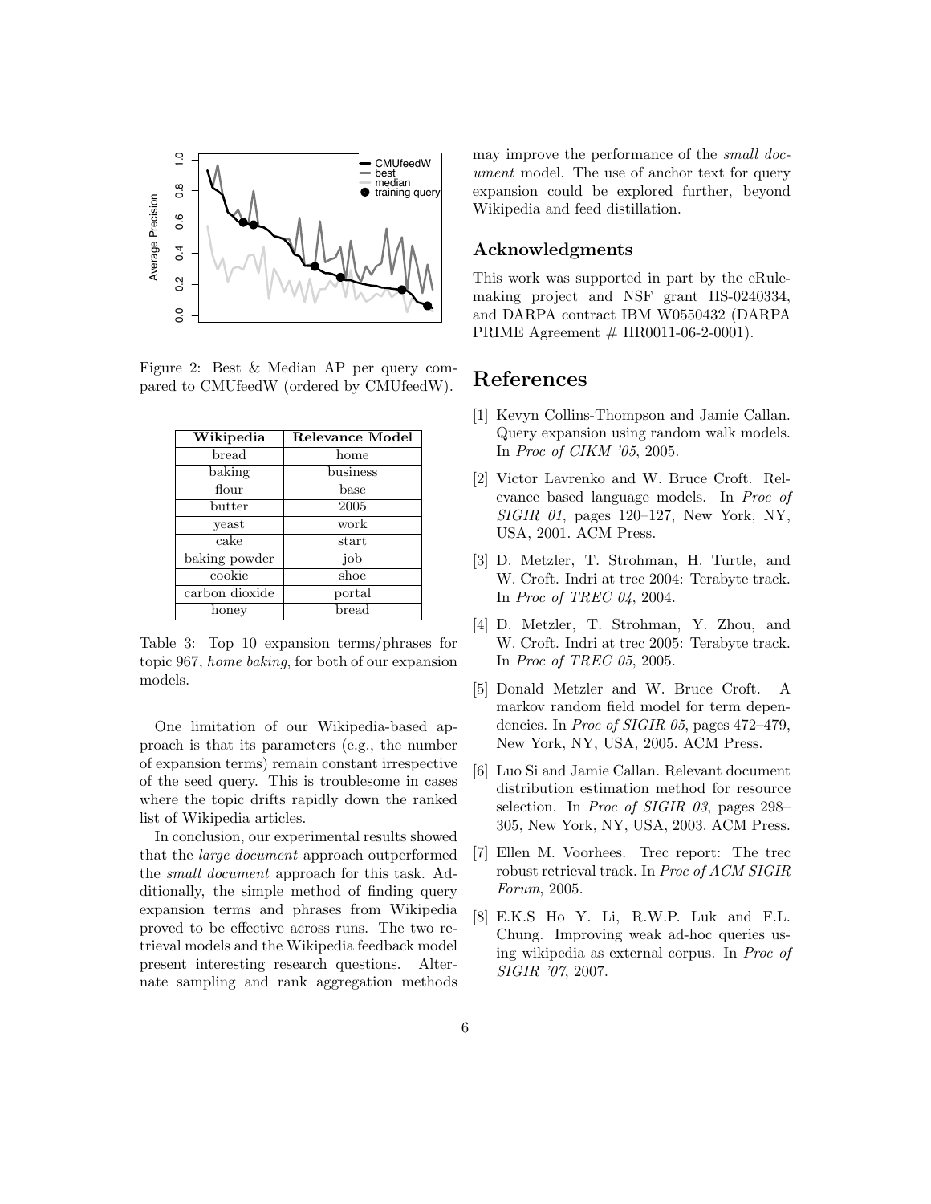Average Precision

0.0 0.2 0.4 0.6 0.8 1.0

CMUfeedW
best
median
training query

Figure 2: Best & Median AP per query compared to CMUfeedW (ordered by CMUfeedW).

| Wikipedia | Relevance Model |
|---|---|
| bread | home |
| baking | business |
| flour | base |
| butter | 2005 |
| yeast | work |
| cake | start |
| baking powder | job |
| cookie | shoe |
| carbon dioxide | portal |
| honey | bread |

Table 3: Top 10 expansion terms/phrases for topic 967, *home baking*, for both of our expansion models.

One limitation of our Wikipedia-based approach is that its parameters (e.g., the number of expansion terms) remain constant irrespective of the seed query. This is troublesome in cases where the topic drifts rapidly down the ranked list of Wikipedia articles.

In conclusion, our experimental results showed that the *large document* approach outperformed the *small document* approach for this task. Additionally, the simple method of finding query expansion terms and phrases from Wikipedia proved to be effective across runs. The two retrieval models and the Wikipedia feedback model present interesting research questions. Alternate sampling and rank aggregation methods may improve the performance of the *small document* model. The use of anchor text for query expansion could be explored further, beyond Wikipedia and feed distillation.

## Acknowledgments

This work was supported in part by the eRulemaking project and NSF grant IIS-0240334, and DARPA contract IBM W0550432 (DARPA PRIME Agreement # HR0011-06-2-0001).

# References

[1] Kevyn Collins-Thompson and Jamie Callan. Query expansion using random walk models. In *Proc of CIKM '05*, 2005.

[2] Victor Lavrenko and W. Bruce Croft. Relevance based language models. In *Proc of SIGIR 01*, pages 120–127, New York, NY, USA, 2001. ACM Press.

[3] D. Metzler, T. Strohman, H. Turtle, and W. Croft. Indri at trec 2004: Terabyte track. In *Proc of TREC 04*, 2004.

[4] D. Metzler, T. Strohman, Y. Zhou, and W. Croft. Indri at trec 2005: Terabyte track. In *Proc of TREC 05*, 2005.

[5] Donald Metzler and W. Bruce Croft. A markov random field model for term dependencies. In *Proc of SIGIR 05*, pages 472–479, New York, NY, USA, 2005. ACM Press.

[6] Luo Si and Jamie Callan. Relevant document distribution estimation method for resource selection. In *Proc of SIGIR 03*, pages 298–305, New York, NY, USA, 2003. ACM Press.

[7] Ellen M. Voorhees. Trec report: The trec robust retrieval track. In *Proc of ACM SIGIR Forum*, 2005.

[8] E.K.S Ho Y. Li, R.W.P. Luk and F.L. Chung. Improving weak ad-hoc queries using wikipedia as external corpus. In *Proc of SIGIR '07*, 2007.